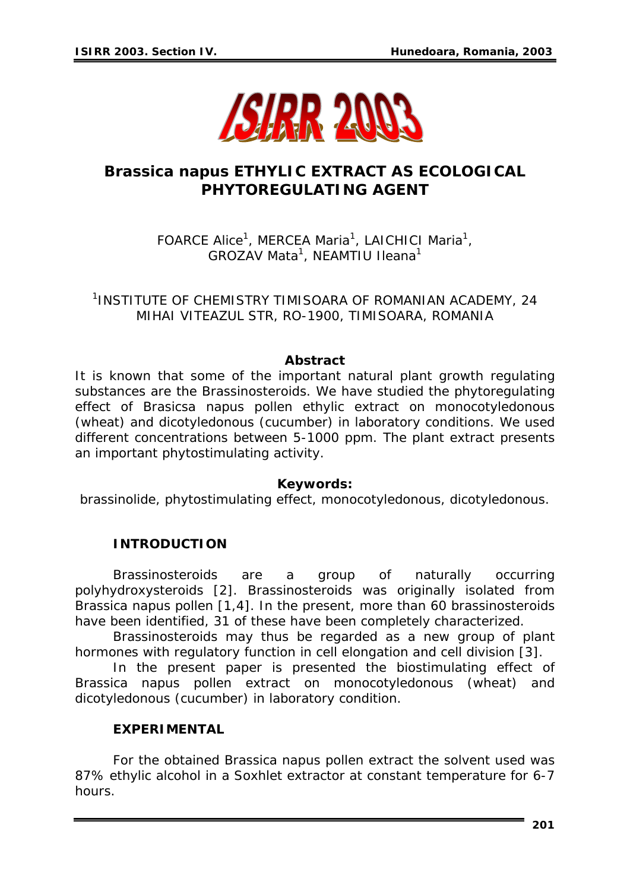# *Brassica napus* ETHYLIC EXTRACT AS ECOLOGICAL PHYTOREGULATING AGENT

FOARCE Alice[1], MERCEA Maria[1], LAICHICI Maria[1], GROZAV Mata[1], NEAMTIU Ileana[1]

[1]INSTITUTE OF CHEMISTRY TIMISOARA OF ROMANIAN ACADEMY, 24 MIHAI VITEAZUL STR, RO-1900, TIMISOARA, ROMANIA

**Abstract**

It is known that some of the important natural plant growth regulating substances are the Brassinosteroids. We have studied the phytoregulating effect of Brasicsa napus pollen ethylic extract on monocotyledonous (wheat) and dicotyledonous (cucumber) in laboratory conditions. We used different concentrations between 5-1000 ppm. The plant extract presents an important phytostimulating activity.

**Keywords:**

brassinolide, phytostimulating effect, monocotyledonous, dicotyledonous.

## INTRODUCTION

Brassinosteroids are a group of naturally occurring polyhydroxysteroids [2]. Brassinosteroids was originally isolated from Brassica napus pollen [1,4]. In the present, more than 60 brassinosteroids have been identified, 31 of these have been completely characterized.

Brassinosteroids may thus be regarded as a new group of plant hormones with regulatory function in cell elongation and cell division [3].

In the present paper is presented the biostimulating effect of Brassica napus pollen extract on monocotyledonous (wheat) and dicotyledonous (cucumber) in laboratory condition.

## EXPERIMENTAL

For the obtained Brassica napus pollen extract the solvent used was 87% ethylic alcohol in a Soxhlet extractor at constant temperature for 6-7 hours.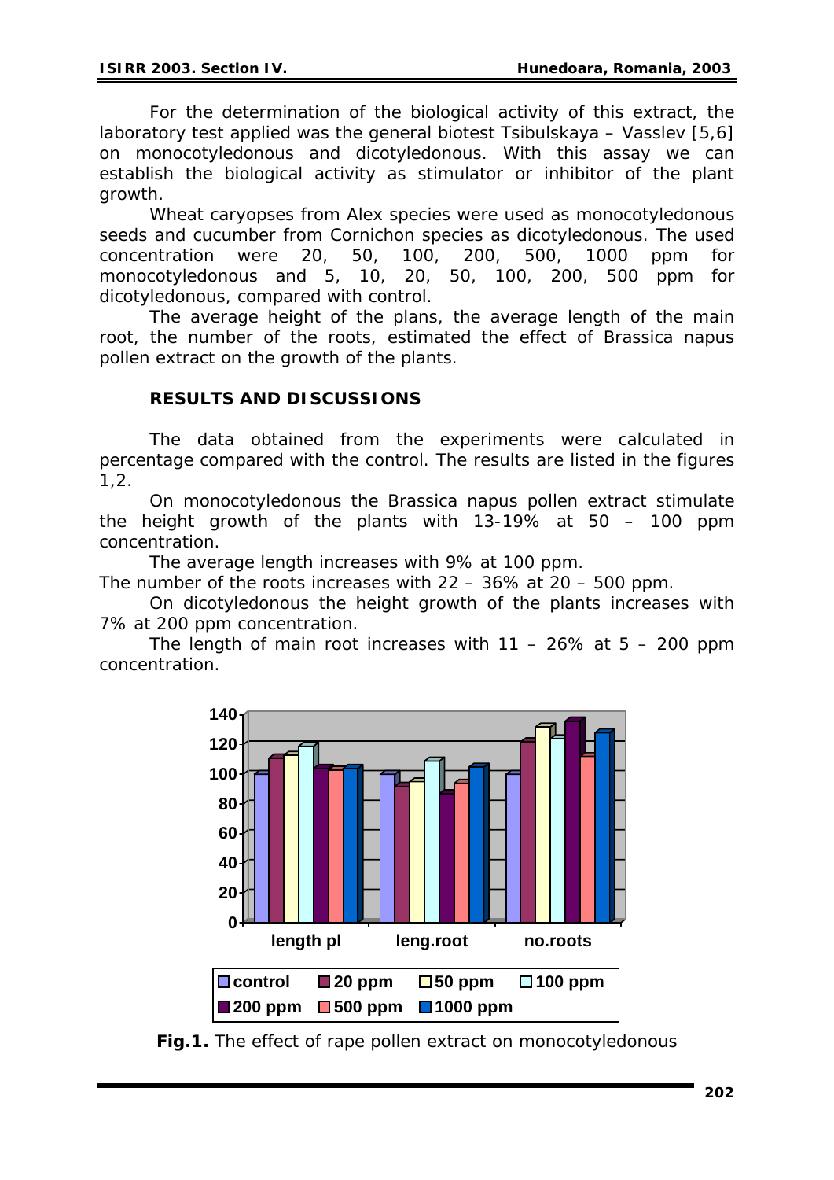For the determination of the biological activity of this extract, the laboratory test applied was the general biotest Tsibulskaya – Vasslev [5,6] on monocotyledonous and dicotyledonous. With this assay we can establish the biological activity as stimulator or inhibitor of the plant growth.

Wheat caryopses from Alex species were used as monocotyledonous seeds and cucumber from Cornichon species as dicotyledonous. The used concentration were 20, 50, 100, 200, 500, 1000 ppm for monocotyledonous and 5, 10, 20, 50, 100, 200, 500 ppm for dicotyledonous, compared with control.

The average height of the plans, the average length of the main root, the number of the roots, estimated the effect of Brassica napus pollen extract on the growth of the plants.

## RESULTS AND DISCUSSIONS

The data obtained from the experiments were calculated in percentage compared with the control. The results are listed in the figures 1,2.

On monocotyledonous the Brassica napus pollen extract stimulate the height growth of the plants with 13-19% at 50 – 100 ppm concentration.

The average length increases with 9% at 100 ppm.

The number of the roots increases with 22 – 36% at 20 – 500 ppm.

On dicotyledonous the height growth of the plants increases with 7% at 200 ppm concentration.

The length of main root increases with 11 – 26% at 5 – 200 ppm concentration.

**Fig.1.** The effect of rape pollen extract on monocotyledonous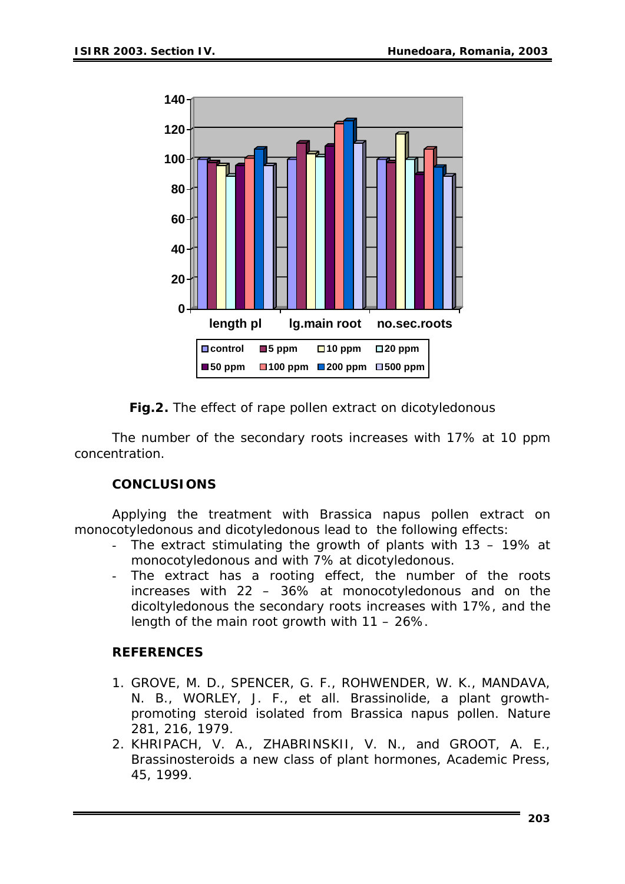**Fig.2.** The effect of rape pollen extract on dicotyledonous

The number of the secondary roots increases with 17% at 10 ppm concentration.

## CONCLUSIONS

Applying the treatment with Brassica napus pollen extract on monocotyledonous and dicotyledonous lead to the following effects:

- The extract stimulating the growth of plants with 13 – 19% at monocotyledonous and with 7% at dicotyledonous.
- The extract has a rooting effect, the number of the roots increases with 22 – 36% at monocotyledonous and on the dicoltyledonous the secondary roots increases with 17%, and the length of the main root growth with 11 – 26%.

## REFERENCES

1. GROVE, M. D., SPENCER, G. F., ROHWENDER, W. K., MANDAVA, N. B., WORLEY, J. F., et all. Brassinolide, a plant growth-promoting steroid isolated from Brassica napus pollen. Nature 281, 216, 1979.
2. KHRIPACH, V. A., ZHABRINSKII, V. N., and GROOT, A. E., Brassinosteroids a new class of plant hormones, Academic Press, 45, 1999.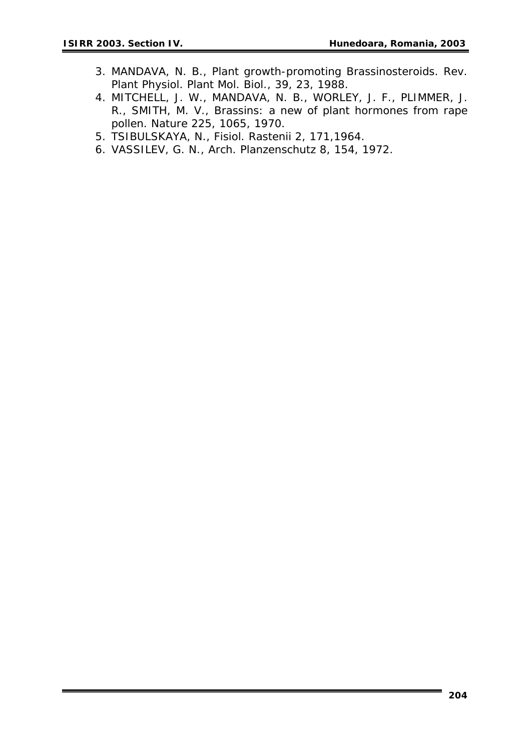3. MANDAVA, N. B., Plant growth-promoting Brassinosteroids. Rev. Plant Physiol. Plant Mol. Biol., 39, 23, 1988.
4. MITCHELL, J. W., MANDAVA, N. B., WORLEY, J. F., PLIMMER, J. R., SMITH, M. V., Brassins: a new of plant hormones from rape pollen. Nature 225, 1065, 1970.
5. TSIBULSKAYA, N., Fisiol. Rastenii 2, 171,1964.
6. VASSILEV, G. N., Arch. Planzenschutz 8, 154, 1972.